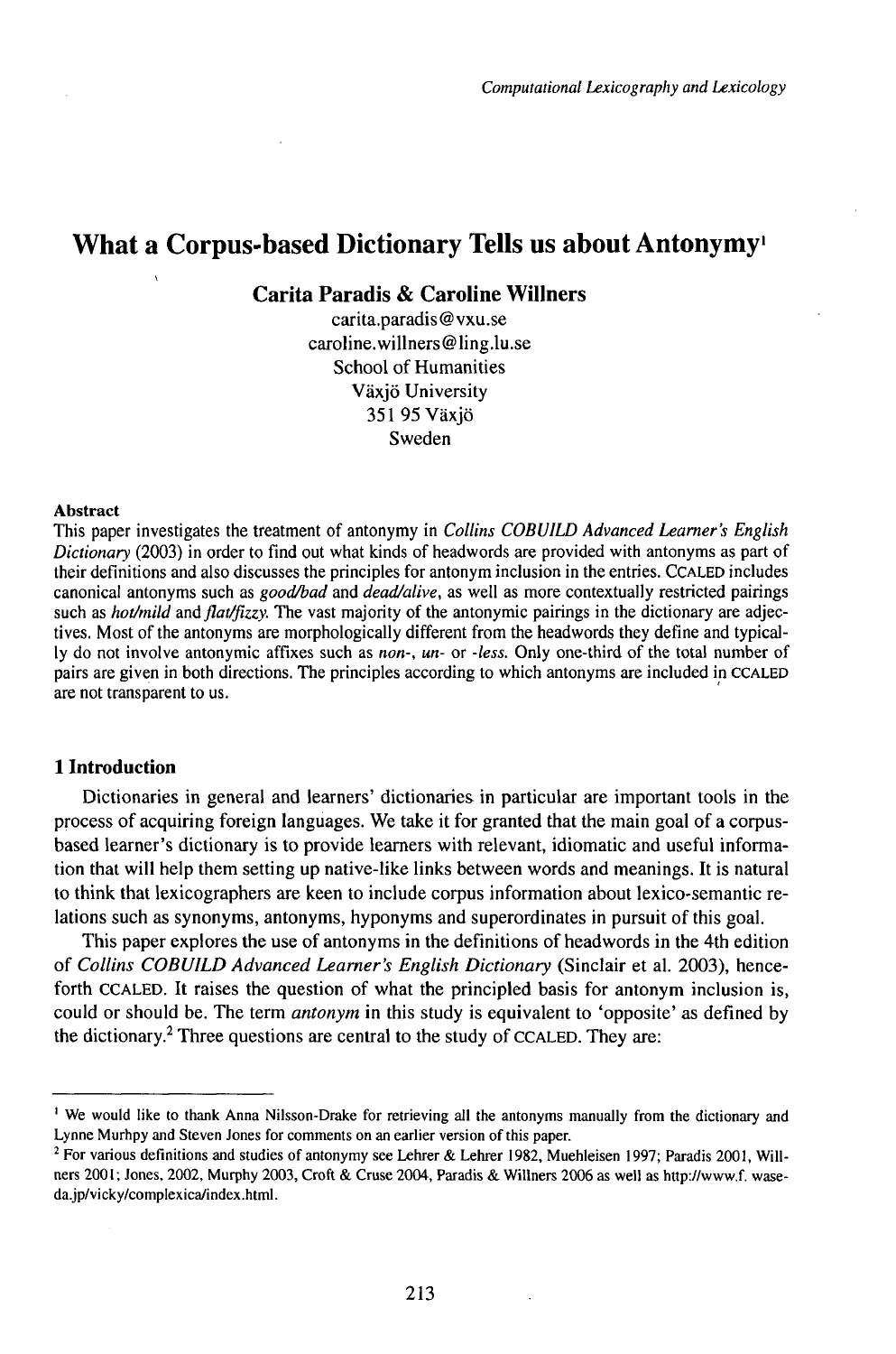# What a Corpus-based Dictionary Tells us about Antonymy[1]

**Carita Paradis & Caroline Willners**

carita.paradis@vxu.se
caroline.willners@ling.lu.se
School of Humanities
Växjö University
351 95 Växjö
Sweden

**Abstract**

This paper investigates the treatment of antonymy in *Collins COBUILD Advanced Learner's English Dictionary* (2003) in order to find out what kinds of headwords are provided with antonyms as part of their definitions and also discusses the principles for antonym inclusion in the entries. CCALED includes canonical antonyms such as *good/bad* and *dead/alive*, as well as more contextually restricted pairings such as *hot/mild* and *flat/fizzy*. The vast majority of the antonymic pairings in the dictionary are adjectives. Most of the antonyms are morphologically different from the headwords they define and typically do not involve antonymic affixes such as *non-*, *un-* or *-less*. Only one-third of the total number of pairs are given in both directions. The principles according to which antonyms are included in CCALED are not transparent to us.

## 1 Introduction

Dictionaries in general and learners' dictionaries in particular are important tools in the process of acquiring foreign languages. We take it for granted that the main goal of a corpus-based learner's dictionary is to provide learners with relevant, idiomatic and useful information that will help them setting up native-like links between words and meanings. It is natural to think that lexicographers are keen to include corpus information about lexico-semantic relations such as synonyms, antonyms, hyponyms and superordinates in pursuit of this goal.

This paper explores the use of antonyms in the definitions of headwords in the 4th edition of *Collins COBUILD Advanced Learner's English Dictionary* (Sinclair et al. 2003), henceforth CCALED. It raises the question of what the principled basis for antonym inclusion is, could or should be. The term *antonym* in this study is equivalent to 'opposite' as defined by the dictionary.[2] Three questions are central to the study of CCALED. They are:

---

[1] We would like to thank Anna Nilsson-Drake for retrieving all the antonyms manually from the dictionary and Lynne Murhpy and Steven Jones for comments on an earlier version of this paper.

[2] For various definitions and studies of antonymy see Lehrer & Lehrer 1982, Muehleisen 1997; Paradis 2001, Willners 2001; Jones, 2002, Murphy 2003, Croft & Cruse 2004, Paradis & Willners 2006 as well as http://www.f.waseda.jp/vicky/complexica/index.html.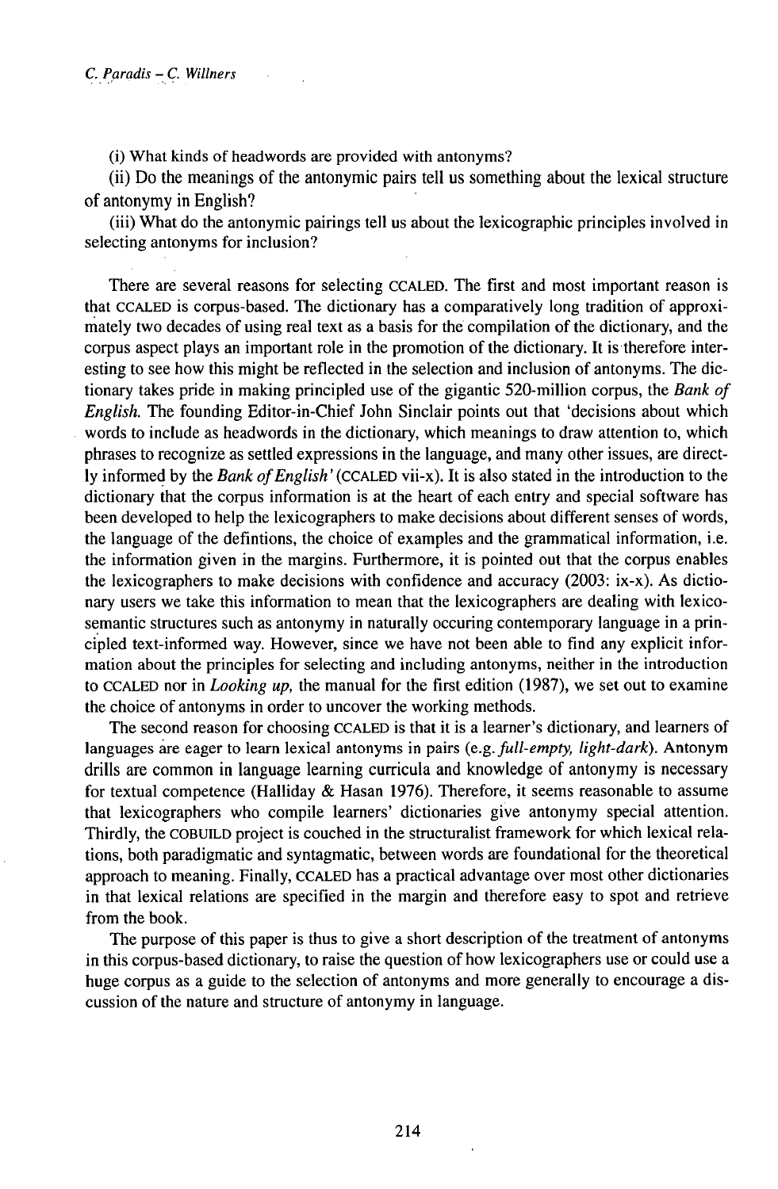(i) What kinds of headwords are provided with antonyms?

(ii) Do the meanings of the antonymic pairs tell us something about the lexical structure of antonymy in English?

(iii) What do the antonymic pairings tell us about the lexicographic principles involved in selecting antonyms for inclusion?

There are several reasons for selecting CCALED. The first and most important reason is that CCALED is corpus-based. The dictionary has a comparatively long tradition of approximately two decades of using real text as a basis for the compilation of the dictionary, and the corpus aspect plays an important role in the promotion of the dictionary. It is therefore interesting to see how this might be reflected in the selection and inclusion of antonyms. The dictionary takes pride in making principled use of the gigantic 520-million corpus, the *Bank of English.* The founding Editor-in-Chief John Sinclair points out that 'decisions about which words to include as headwords in the dictionary, which meanings to draw attention to, which phrases to recognize as settled expressions in the language, and many other issues, are directly informed by the *Bank of English*' (CCALED vii-x). It is also stated in the introduction to the dictionary that the corpus information is at the heart of each entry and special software has been developed to help the lexicographers to make decisions about different senses of words, the language of the defintions, the choice of examples and the grammatical information, i.e. the information given in the margins. Furthermore, it is pointed out that the corpus enables the lexicographers to make decisions with confidence and accuracy (2003: ix-x). As dictionary users we take this information to mean that the lexicographers are dealing with lexico-semantic structures such as antonymy in naturally occuring contemporary language in a principled text-informed way. However, since we have not been able to find any explicit information about the principles for selecting and including antonyms, neither in the introduction to CCALED nor in *Looking up,* the manual for the first edition (1987), we set out to examine the choice of antonyms in order to uncover the working methods.

The second reason for choosing CCALED is that it is a learner's dictionary, and learners of languages are eager to learn lexical antonyms in pairs (e.g. *full-empty, light-dark*). Antonym drills are common in language learning curricula and knowledge of antonymy is necessary for textual competence (Halliday & Hasan 1976). Therefore, it seems reasonable to assume that lexicographers who compile learners' dictionaries give antonymy special attention. Thirdly, the COBUILD project is couched in the structuralist framework for which lexical relations, both paradigmatic and syntagmatic, between words are foundational for the theoretical approach to meaning. Finally, CCALED has a practical advantage over most other dictionaries in that lexical relations are specified in the margin and therefore easy to spot and retrieve from the book.

The purpose of this paper is thus to give a short description of the treatment of antonyms in this corpus-based dictionary, to raise the question of how lexicographers use or could use a huge corpus as a guide to the selection of antonyms and more generally to encourage a discussion of the nature and structure of antonymy in language.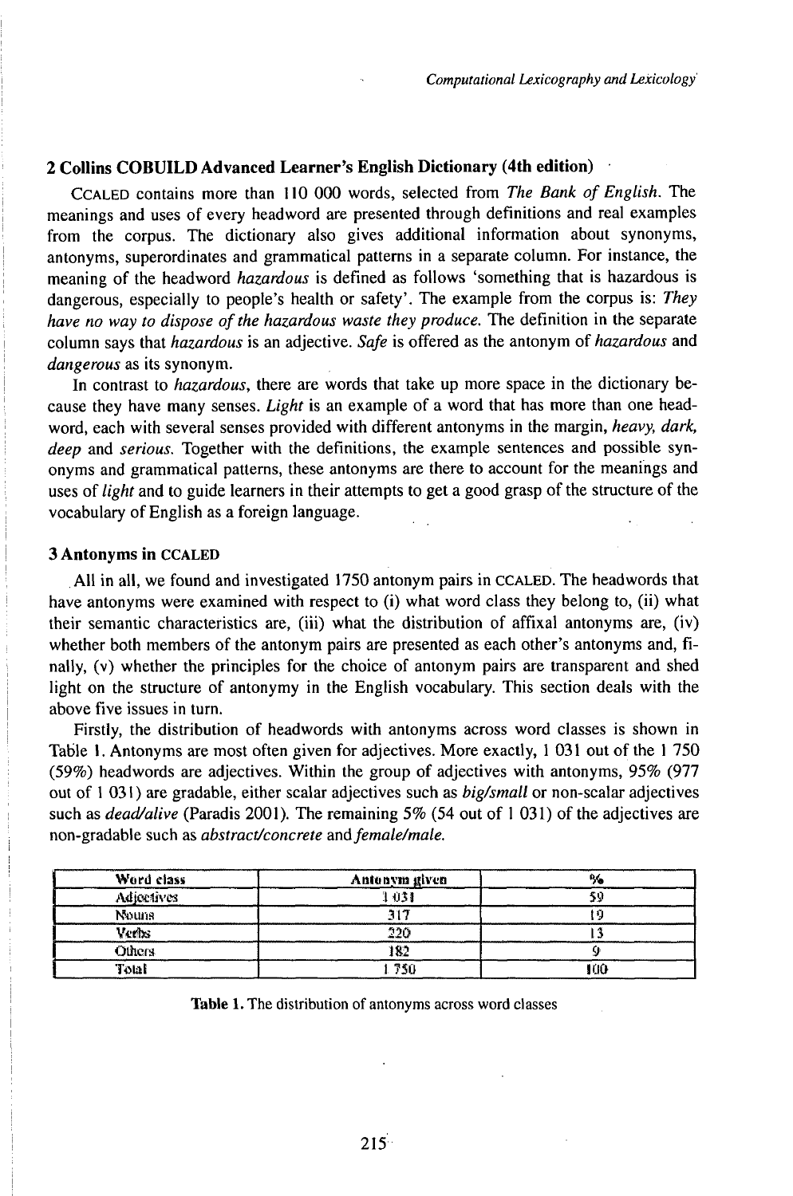## 2 Collins COBUILD Advanced Learner's English Dictionary (4th edition)

CCALED contains more than 110 000 words, selected from *The Bank of English*. The meanings and uses of every headword are presented through definitions and real examples from the corpus. The dictionary also gives additional information about synonyms, antonyms, superordinates and grammatical patterns in a separate column. For instance, the meaning of the headword *hazardous* is defined as follows 'something that is hazardous is dangerous, especially to people's health or safety'. The example from the corpus is: *They have no way to dispose of the hazardous waste they produce.* The definition in the separate column says that *hazardous* is an adjective. *Safe* is offered as the antonym of *hazardous* and *dangerous* as its synonym.

In contrast to *hazardous*, there are words that take up more space in the dictionary because they have many senses. *Light* is an example of a word that has more than one headword, each with several senses provided with different antonyms in the margin, *heavy, dark, deep* and *serious*. Together with the definitions, the example sentences and possible synonyms and grammatical patterns, these antonyms are there to account for the meanings and uses of *light* and to guide learners in their attempts to get a good grasp of the structure of the vocabulary of English as a foreign language.

## 3 Antonyms in CCALED

All in all, we found and investigated 1750 antonym pairs in CCALED. The headwords that have antonyms were examined with respect to (i) what word class they belong to, (ii) what their semantic characteristics are, (iii) what the distribution of affixal antonyms are, (iv) whether both members of the antonym pairs are presented as each other's antonyms and, finally, (v) whether the principles for the choice of antonym pairs are transparent and shed light on the structure of antonymy in the English vocabulary. This section deals with the above five issues in turn.

Firstly, the distribution of headwords with antonyms across word classes is shown in Table 1. Antonyms are most often given for adjectives. More exactly, 1 031 out of the 1 750 (59%) headwords are adjectives. Within the group of adjectives with antonyms, 95% (977 out of 1 031) are gradable, either scalar adjectives such as *big/small* or non-scalar adjectives such as *dead/alive* (Paradis 2001). The remaining 5% (54 out of 1 031) of the adjectives are non-gradable such as *abstract/concrete* and *female/male*.

| Word class | Antonym given | % |
|---|---|---|
| Adjectives | 1 031 | 59 |
| Nouns | 317 | 19 |
| Verbs | 220 | 13 |
| Others | 182 | 9 |
| Total | 1 750 | 100 |

**Table 1.** The distribution of antonyms across word classes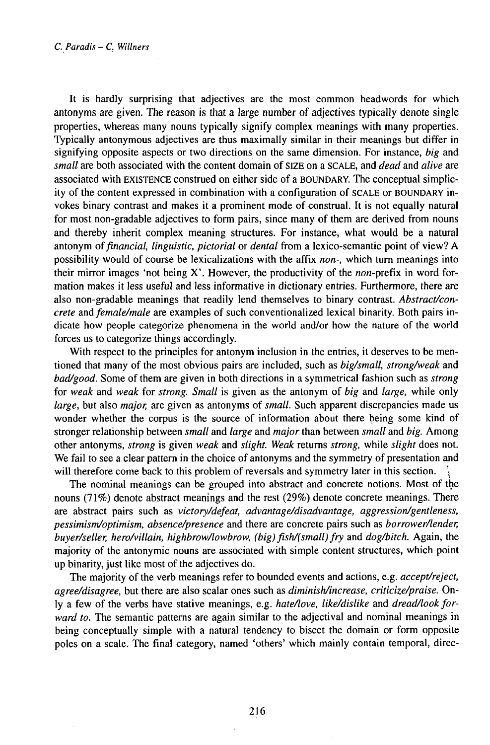It is hardly surprising that adjectives are the most common headwords for which antonyms are given. The reason is that a large number of adjectives typically denote single properties, whereas many nouns typically signify complex meanings with many properties. Typically antonymous adjectives are thus maximally similar in their meanings but differ in signifying opposite aspects or two directions on the same dimension. For instance, *big* and *small* are both associated with the content domain of SIZE on a SCALE, and *dead* and *alive* are associated with EXISTENCE construed on either side of a BOUNDARY. The conceptual simplicity of the content expressed in combination with a configuration of SCALE or BOUNDARY invokes binary contrast and makes it a prominent mode of construal. It is not equally natural for most non-gradable adjectives to form pairs, since many of them are derived from nouns and thereby inherit complex meaning structures. For instance, what would be a natural antonym of *financial, linguistic, pictorial* or *dental* from a lexico-semantic point of view? A possibility would of course be lexicalizations with the affix *non-*, which turn meanings into their mirror images 'not being X'. However, the productivity of the *non*-prefix in word formation makes it less useful and less informative in dictionary entries. Furthermore, there are also non-gradable meanings that readily lend themselves to binary contrast. *Abstract/concrete* and *female/male* are examples of such conventionalized lexical binarity. Both pairs indicate how people categorize phenomena in the world and/or how the nature of the world forces us to categorize things accordingly.

With respect to the principles for antonym inclusion in the entries, it deserves to be mentioned that many of the most obvious pairs are included, such as *big/small, strong/weak* and *bad/good*. Some of them are given in both directions in a symmetrical fashion such as *strong* for *weak* and *weak* for *strong*. *Small* is given as the antonym of *big* and *large*, while only *large*, but also *major*, are given as antonyms of *small*. Such apparent discrepancies made us wonder whether the corpus is the source of information about there being some kind of stronger relationship between *small* and *large* and *major* than between *small* and *big*. Among other antonyms, *strong* is given *weak* and *slight*. *Weak* returns *strong*, while *slight* does not. We fail to see a clear pattern in the choice of antonyms and the symmetry of presentation and will therefore come back to this problem of reversals and symmetry later in this section.

The nominal meanings can be grouped into abstract and concrete notions. Most of the nouns (71%) denote abstract meanings and the rest (29%) denote concrete meanings. There are abstract pairs such as *victory/defeat, advantage/disadvantage, aggression/gentleness, pessimism/optimism, absence/presence* and there are concrete pairs such as *borrower/lender, buyer/seller, hero/villain, highbrow/lowbrow, (big) fish/(small) fry* and *dog/bitch*. Again, the majority of the antonymic nouns are associated with simple content structures, which point up binarity, just like most of the adjectives do.

The majority of the verb meanings refer to bounded events and actions, e.g. *accept/reject, agree/disagree*, but there are also scalar ones such as *diminish/increase, criticize/praise*. Only a few of the verbs have stative meanings, e.g. *hate/love, like/dislike* and *dread/look forward to*. The semantic patterns are again similar to the adjectival and nominal meanings in being conceptually simple with a natural tendency to bisect the domain or form opposite poles on a scale. The final category, named 'others' which mainly contain temporal, direc-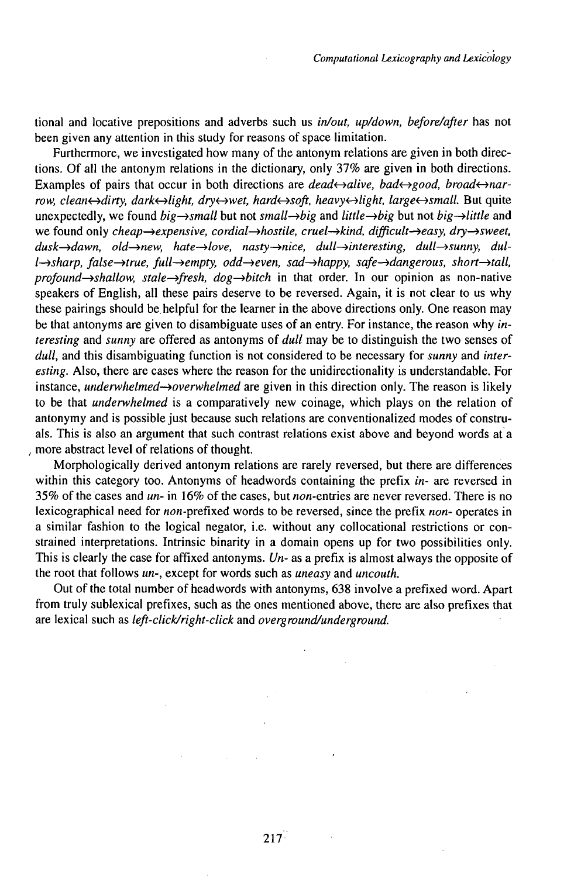tional and locative prepositions and adverbs such us *in/out, up/down, before/after* has not been given any attention in this study for reasons of space limitation.

Furthermore, we investigated how many of the antonym relations are given in both directions. Of all the antonym relations in the dictionary, only 37% are given in both directions. Examples of pairs that occur in both directions are *dead↔alive, bad↔good, broad↔narrow, clean↔dirty, dark↔light, dry↔wet, hard↔soft, heavy↔light, large↔small.* But quite unexpectedly, we found *big→small* but not *small→big* and *little→big* but not *big→little* and we found only *cheap→expensive, cordial→hostile, cruel→kind, difficult→easy, dry→sweet, dusk→dawn, old→new, hate→love, nasty→nice, dull→interesting, dull→sunny, dull→sharp, false→true, full→empty, odd→even, sad→happy, safe→dangerous, short→tall, profound→shallow, stale→fresh, dog→bitch* in that order. In our opinion as non-native speakers of English, all these pairs deserve to be reversed. Again, it is not clear to us why these pairings should be helpful for the learner in the above directions only. One reason may be that antonyms are given to disambiguate uses of an entry. For instance, the reason why *interesting* and *sunny* are offered as antonyms of *dull* may be to distinguish the two senses of *dull*, and this disambiguating function is not considered to be necessary for *sunny* and *interesting*. Also, there are cases where the reason for the unidirectionality is understandable. For instance, *underwhelmed→overwhelmed* are given in this direction only. The reason is likely to be that *underwhelmed* is a comparatively new coinage, which plays on the relation of antonymy and is possible just because such relations are conventionalized modes of construals. This is also an argument that such contrast relations exist above and beyond words at a more abstract level of relations of thought.

Morphologically derived antonym relations are rarely reversed, but there are differences within this category too. Antonyms of headwords containing the prefix *in-* are reversed in 35% of the cases and *un-* in 16% of the cases, but *non*-entries are never reversed. There is no lexicographical need for *non*-prefixed words to be reversed, since the prefix *non-* operates in a similar fashion to the logical negator, i.e. without any collocational restrictions or constrained interpretations. Intrinsic binarity in a domain opens up for two possibilities only. This is clearly the case for affixed antonyms. *Un-* as a prefix is almost always the opposite of the root that follows *un-*, except for words such as *uneasy* and *uncouth.*

Out of the total number of headwords with antonyms, 638 involve a prefixed word. Apart from truly sublexical prefixes, such as the ones mentioned above, there are also prefixes that are lexical such as *left-click/right-click* and *overground/underground.*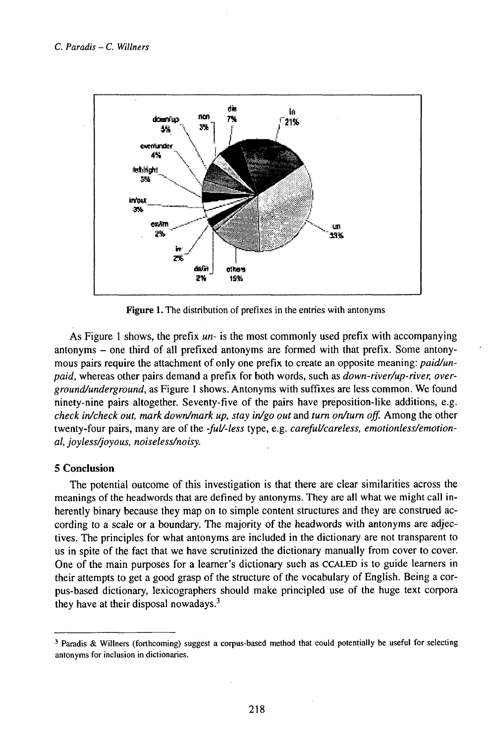Figure 1. The distribution of prefixes in the entries with antonyms

As Figure 1 shows, the prefix *un-* is the most commonly used prefix with accompanying antonyms – one third of all prefixed antonyms are formed with that prefix. Some antonymous pairs require the attachment of only one prefix to create an opposite meaning: *paid/unpaid*, whereas other pairs demand a prefix for both words, such as *down-river/up-river, overground/underground*, as Figure 1 shows. Antonyms with suffixes are less common. We found ninety-nine pairs altogether. Seventy-five of the pairs have preposition-like additions, e.g. *check in/check out, mark down/mark up, stay in/go out* and *turn on/turn off.* Among the other twenty-four pairs, many are of the *-ful/-less* type, e.g. *careful/careless, emotionless/emotional, joyless/joyous, noiseless/noisy.*

## 5 Conclusion

The potential outcome of this investigation is that there are clear similarities across the meanings of the headwords that are defined by antonyms. They are all what we might call inherently binary because they map on to simple content structures and they are construed according to a scale or a boundary. The majority of the headwords with antonyms are adjectives. The principles for what antonyms are included in the dictionary are not transparent to us in spite of the fact that we have scrutinized the dictionary manually from cover to cover. One of the main purposes for a learner's dictionary such as CCALED is to guide learners in their attempts to get a good grasp of the structure of the vocabulary of English. Being a corpus-based dictionary, lexicographers should make principled use of the huge text corpora they have at their disposal nowadays.[3]

---

[3] Paradis & Willners (forthcoming) suggest a corpus-based method that could potentially be useful for selecting antonyms for inclusion in dictionaries.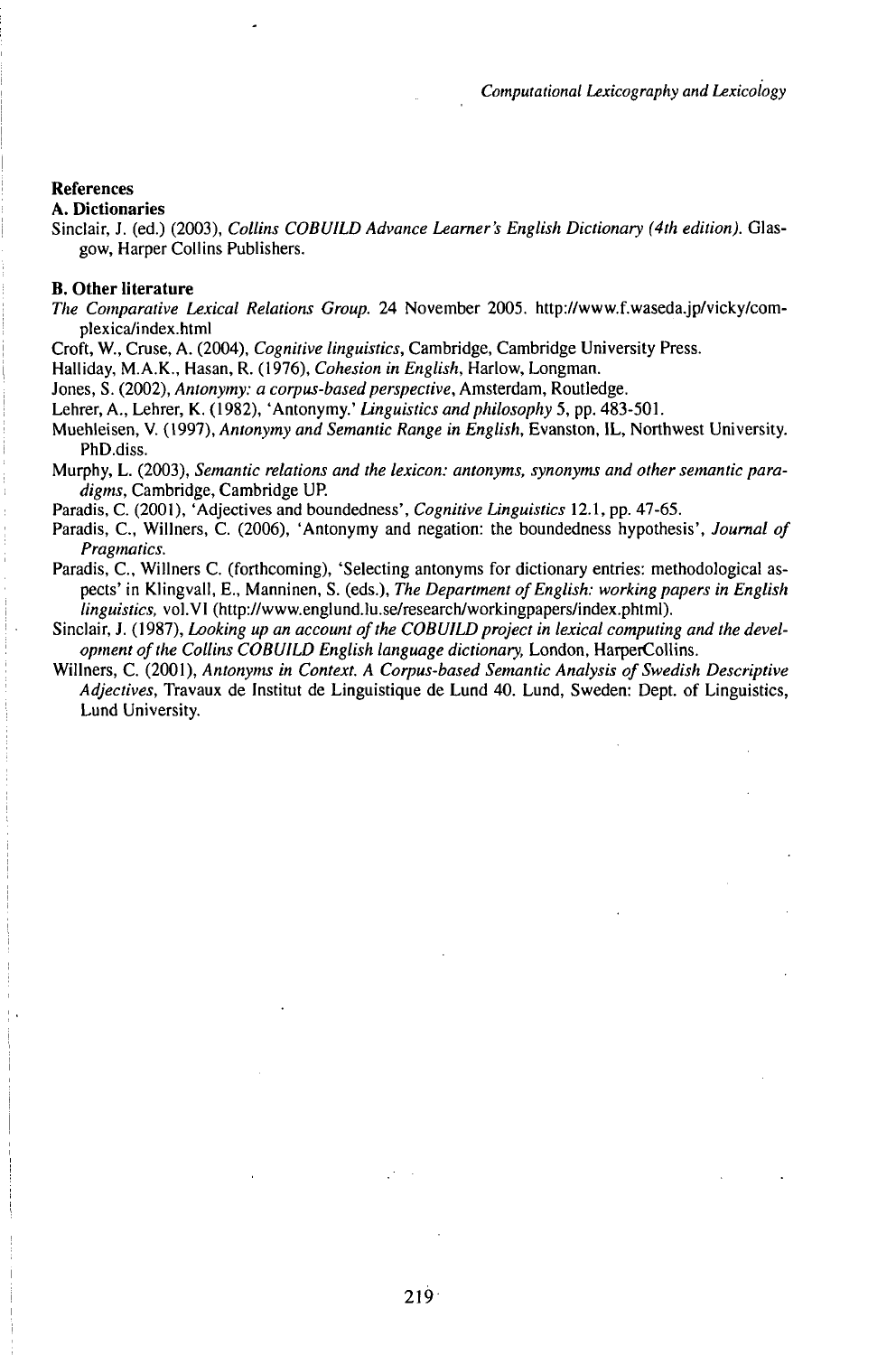## References

### A. Dictionaries

Sinclair, J. (ed.) (2003), *Collins COBUILD Advance Learner's English Dictionary (4th edition)*. Glasgow, Harper Collins Publishers.

### B. Other literature

*The Comparative Lexical Relations Group.* 24 November 2005. http://www.f.waseda.jp/vicky/complexica/index.html

Croft, W., Cruse, A. (2004), *Cognitive linguistics*, Cambridge, Cambridge University Press.

Halliday, M.A.K., Hasan, R. (1976), *Cohesion in English*, Harlow, Longman.

Jones, S. (2002), *Antonymy: a corpus-based perspective*, Amsterdam, Routledge.

Lehrer, A., Lehrer, K. (1982), 'Antonymy.' *Linguistics and philosophy* 5, pp. 483-501.

Muehleisen, V. (1997), *Antonymy and Semantic Range in English*, Evanston, IL, Northwest University. PhD.diss.

Murphy, L. (2003), *Semantic relations and the lexicon: antonyms, synonyms and other semantic paradigms*, Cambridge, Cambridge UP.

Paradis, C. (2001), 'Adjectives and boundedness', *Cognitive Linguistics* 12.1, pp. 47-65.

Paradis, C., Willners, C. (2006), 'Antonymy and negation: the boundedness hypothesis', *Journal of Pragmatics.*

Paradis, C., Willners C. (forthcoming), 'Selecting antonyms for dictionary entries: methodological aspects' in Klingvall, E., Manninen, S. (eds.), *The Department of English: working papers in English linguistics,* vol.VI (http://www.englund.lu.se/research/workingpapers/index.phtml).

Sinclair, J. (1987), *Looking up an account of the COBUILD project in lexical computing and the development of the Collins COBUILD English language dictionary,* London, HarperCollins.

Willners, C. (2001), *Antonyms in Context. A Corpus-based Semantic Analysis of Swedish Descriptive Adjectives*, Travaux de Institut de Linguistique de Lund 40. Lund, Sweden: Dept. of Linguistics, Lund University.